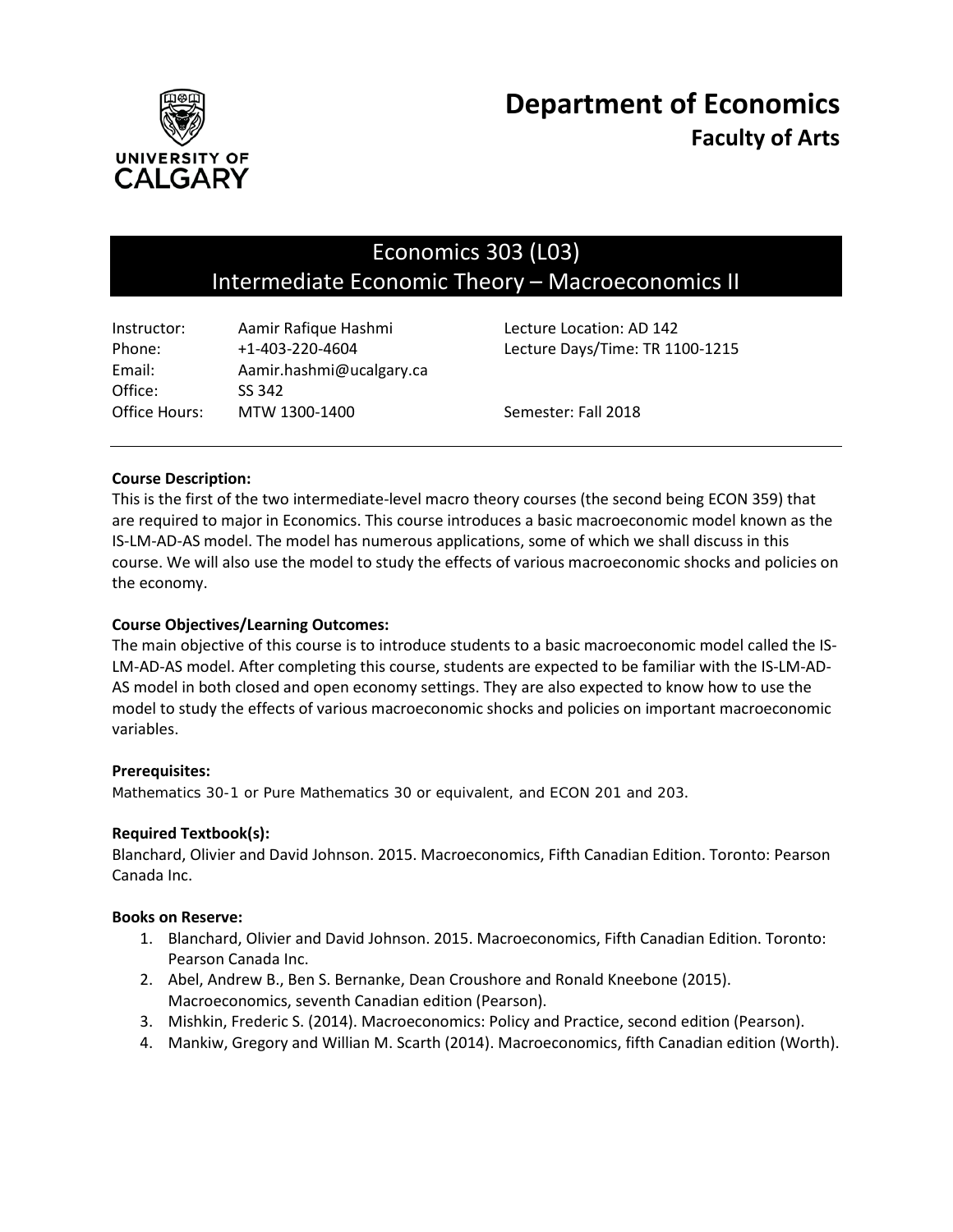# Department of Economics
## Faculty of Arts

## Economics 303 (L03)
## Intermediate Economic Theory – Macroeconomics II

| | | |
|---|---|---|
| Instructor: | Aamir Rafique Hashmi | Lecture Location: AD 142 |
| Phone: | +1-403-220-4604 | Lecture Days/Time: TR 1100-1215 |
| Email: | Aamir.hashmi@ucalgary.ca | |
| Office: | SS 342 | |
| Office Hours: | MTW 1300-1400 | Semester: Fall 2018 |

---

**Course Description:**

This is the first of the two intermediate-level macro theory courses (the second being ECON 359) that are required to major in Economics. This course introduces a basic macroeconomic model known as the IS-LM-AD-AS model. The model has numerous applications, some of which we shall discuss in this course. We will also use the model to study the effects of various macroeconomic shocks and policies on the economy.

**Course Objectives/Learning Outcomes:**

The main objective of this course is to introduce students to a basic macroeconomic model called the IS-LM-AD-AS model. After completing this course, students are expected to be familiar with the IS-LM-AD-AS model in both closed and open economy settings. They are also expected to know how to use the model to study the effects of various macroeconomic shocks and policies on important macroeconomic variables.

**Prerequisites:**

Mathematics 30-1 or Pure Mathematics 30 or equivalent, and ECON 201 and 203.

**Required Textbook(s):**

Blanchard, Olivier and David Johnson. 2015. Macroeconomics, Fifth Canadian Edition. Toronto: Pearson Canada Inc.

**Books on Reserve:**

1. Blanchard, Olivier and David Johnson. 2015. Macroeconomics, Fifth Canadian Edition. Toronto: Pearson Canada Inc.
2. Abel, Andrew B., Ben S. Bernanke, Dean Croushore and Ronald Kneebone (2015). Macroeconomics, seventh Canadian edition (Pearson).
3. Mishkin, Frederic S. (2014). Macroeconomics: Policy and Practice, second edition (Pearson).
4. Mankiw, Gregory and Willian M. Scarth (2014). Macroeconomics, fifth Canadian edition (Worth).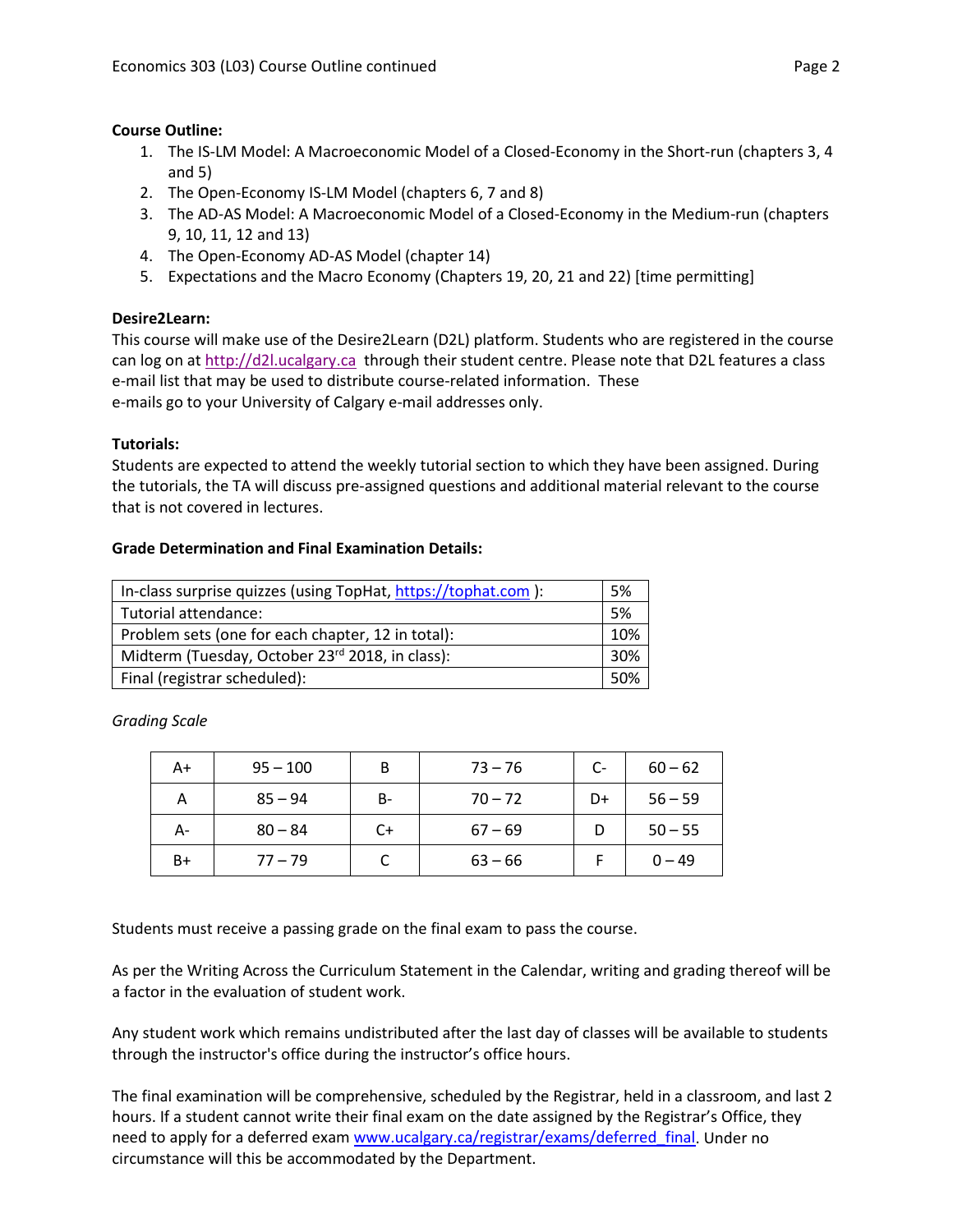**Course Outline:**

1. The IS-LM Model: A Macroeconomic Model of a Closed-Economy in the Short-run (chapters 3, 4 and 5)
2. The Open-Economy IS-LM Model (chapters 6, 7 and 8)
3. The AD-AS Model: A Macroeconomic Model of a Closed-Economy in the Medium-run (chapters 9, 10, 11, 12 and 13)
4. The Open-Economy AD-AS Model (chapter 14)
5. Expectations and the Macro Economy (Chapters 19, 20, 21 and 22) [time permitting]

**Desire2Learn:**

This course will make use of the Desire2Learn (D2L) platform. Students who are registered in the course can log on at http://d2l.ucalgary.ca through their student centre. Please note that D2L features a class e-mail list that may be used to distribute course-related information. These e-mails go to your University of Calgary e-mail addresses only.

**Tutorials:**

Students are expected to attend the weekly tutorial section to which they have been assigned. During the tutorials, the TA will discuss pre-assigned questions and additional material relevant to the course that is not covered in lectures.

**Grade Determination and Final Examination Details:**

| | |
|---|---|
| In-class surprise quizzes (using TopHat, https://tophat.com ): | 5% |
| Tutorial attendance: | 5% |
| Problem sets (one for each chapter, 12 in total): | 10% |
| Midterm (Tuesday, October 23rd 2018, in class): | 30% |
| Final (registrar scheduled): | 50% |

*Grading Scale*

| | | | | | |
|---|---|---|---|---|---|
| A+ | 95 – 100 | B | 73 – 76 | C- | 60 – 62 |
| A | 85 – 94 | B- | 70 – 72 | D+ | 56 – 59 |
| A- | 80 – 84 | C+ | 67 – 69 | D | 50 – 55 |
| B+ | 77 – 79 | C | 63 – 66 | F | 0 – 49 |

Students must receive a passing grade on the final exam to pass the course.

As per the Writing Across the Curriculum Statement in the Calendar, writing and grading thereof will be a factor in the evaluation of student work.

Any student work which remains undistributed after the last day of classes will be available to students through the instructor's office during the instructor's office hours.

The final examination will be comprehensive, scheduled by the Registrar, held in a classroom, and last 2 hours. If a student cannot write their final exam on the date assigned by the Registrar's Office, they need to apply for a deferred exam www.ucalgary.ca/registrar/exams/deferred_final. Under no circumstance will this be accommodated by the Department.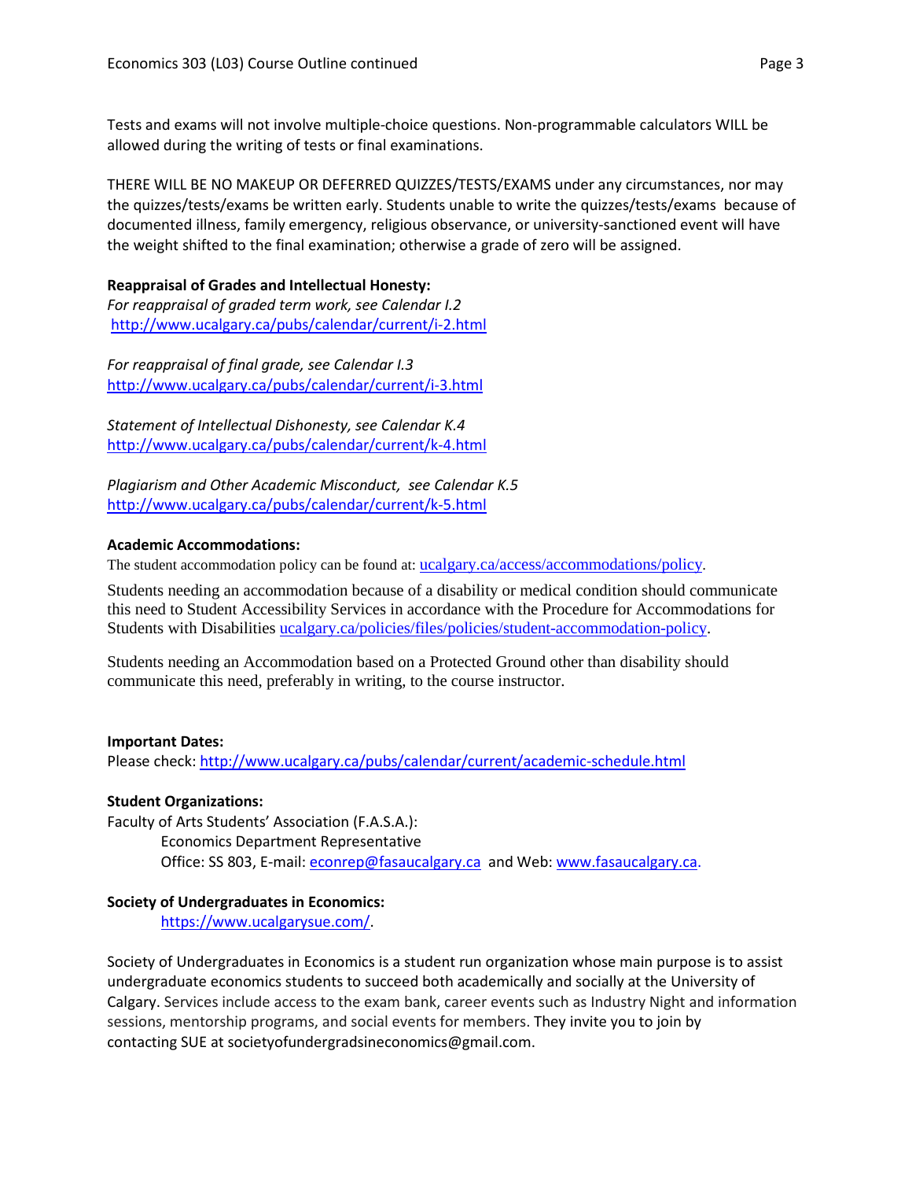Tests and exams will not involve multiple-choice questions. Non-programmable calculators WILL be allowed during the writing of tests or final examinations.

THERE WILL BE NO MAKEUP OR DEFERRED QUIZZES/TESTS/EXAMS under any circumstances, nor may the quizzes/tests/exams be written early. Students unable to write the quizzes/tests/exams because of documented illness, family emergency, religious observance, or university-sanctioned event will have the weight shifted to the final examination; otherwise a grade of zero will be assigned.

**Reappraisal of Grades and Intellectual Honesty:**

*For reappraisal of graded term work, see Calendar I.2*
http://www.ucalgary.ca/pubs/calendar/current/i-2.html

*For reappraisal of final grade, see Calendar I.3*
http://www.ucalgary.ca/pubs/calendar/current/i-3.html

*Statement of Intellectual Dishonesty, see Calendar K.4*
http://www.ucalgary.ca/pubs/calendar/current/k-4.html

*Plagiarism and Other Academic Misconduct, see Calendar K.5*
http://www.ucalgary.ca/pubs/calendar/current/k-5.html

**Academic Accommodations:**

The student accommodation policy can be found at: ucalgary.ca/access/accommodations/policy.

Students needing an accommodation because of a disability or medical condition should communicate this need to Student Accessibility Services in accordance with the Procedure for Accommodations for Students with Disabilities ucalgary.ca/policies/files/policies/student-accommodation-policy.

Students needing an Accommodation based on a Protected Ground other than disability should communicate this need, preferably in writing, to the course instructor.

**Important Dates:**

Please check: http://www.ucalgary.ca/pubs/calendar/current/academic-schedule.html

**Student Organizations:**

Faculty of Arts Students' Association (F.A.S.A.):

Economics Department Representative
Office: SS 803, E-mail: econrep@fasaucalgary.ca and Web: www.fasaucalgary.ca.

**Society of Undergraduates in Economics:**

https://www.ucalgarysue.com/.

Society of Undergraduates in Economics is a student run organization whose main purpose is to assist undergraduate economics students to succeed both academically and socially at the University of Calgary. Services include access to the exam bank, career events such as Industry Night and information sessions, mentorship programs, and social events for members. They invite you to join by contacting SUE at societyofundergradsineconomics@gmail.com.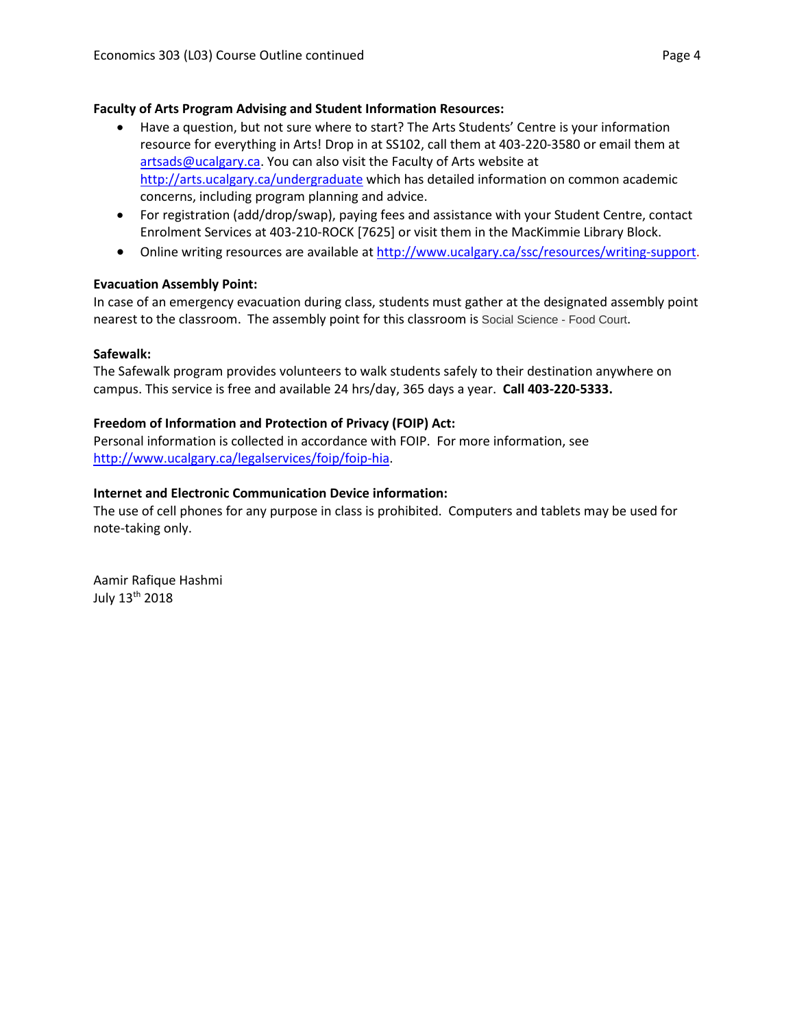**Faculty of Arts Program Advising and Student Information Resources:**

- Have a question, but not sure where to start? The Arts Students' Centre is your information resource for everything in Arts! Drop in at SS102, call them at 403-220-3580 or email them at artsads@ucalgary.ca. You can also visit the Faculty of Arts website at http://arts.ucalgary.ca/undergraduate which has detailed information on common academic concerns, including program planning and advice.
- For registration (add/drop/swap), paying fees and assistance with your Student Centre, contact Enrolment Services at 403-210-ROCK [7625] or visit them in the MacKimmie Library Block.
- Online writing resources are available at http://www.ucalgary.ca/ssc/resources/writing-support.

**Evacuation Assembly Point:**

In case of an emergency evacuation during class, students must gather at the designated assembly point nearest to the classroom. The assembly point for this classroom is Social Science - Food Court.

**Safewalk:**

The Safewalk program provides volunteers to walk students safely to their destination anywhere on campus. This service is free and available 24 hrs/day, 365 days a year. **Call 403-220-5333.**

**Freedom of Information and Protection of Privacy (FOIP) Act:**

Personal information is collected in accordance with FOIP. For more information, see http://www.ucalgary.ca/legalservices/foip/foip-hia.

**Internet and Electronic Communication Device information:**

The use of cell phones for any purpose in class is prohibited. Computers and tablets may be used for note-taking only.

Aamir Rafique Hashmi
July 13th 2018